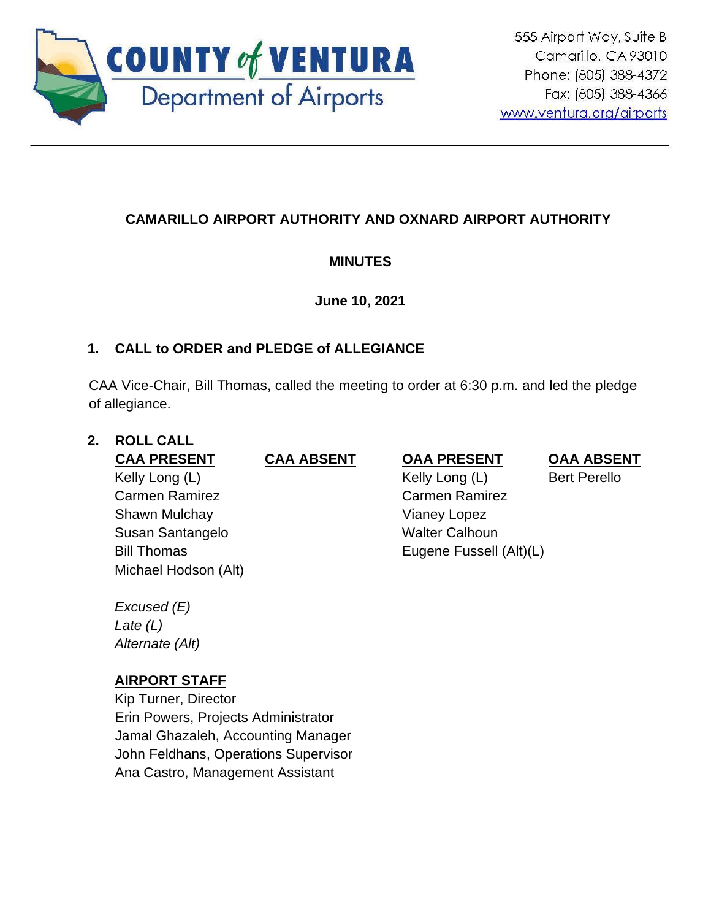COUNTY of VENTURA
Department of Airports

555 Airport Way, Suite B
Camarillo, CA 93010
Phone: (805) 388-4372
Fax: (805) 388-4366
www.ventura.org/airports

---

# CAMARILLO AIRPORT AUTHORITY AND OXNARD AIRPORT AUTHORITY

## MINUTES

**June 10, 2021**

## 1. CALL to ORDER and PLEDGE of ALLEGIANCE

CAA Vice-Chair, Bill Thomas, called the meeting to order at 6:30 p.m. and led the pledge of allegiance.

## 2. ROLL CALL

| CAA PRESENT | CAA ABSENT | OAA PRESENT | OAA ABSENT |
|---|---|---|---|
| Kelly Long (L) | | Kelly Long (L) | Bert Perello |
| Carmen Ramirez | | Carmen Ramirez | |
| Shawn Mulchay | | Vianey Lopez | |
| Susan Santangelo | | Walter Calhoun | |
| Bill Thomas | | Eugene Fussell (Alt)(L) | |
| Michael Hodson (Alt) | | | |

*Excused (E)*
*Late (L)*
*Alternate (Alt)*

**AIRPORT STAFF**

Kip Turner, Director
Erin Powers, Projects Administrator
Jamal Ghazaleh, Accounting Manager
John Feldhans, Operations Supervisor
Ana Castro, Management Assistant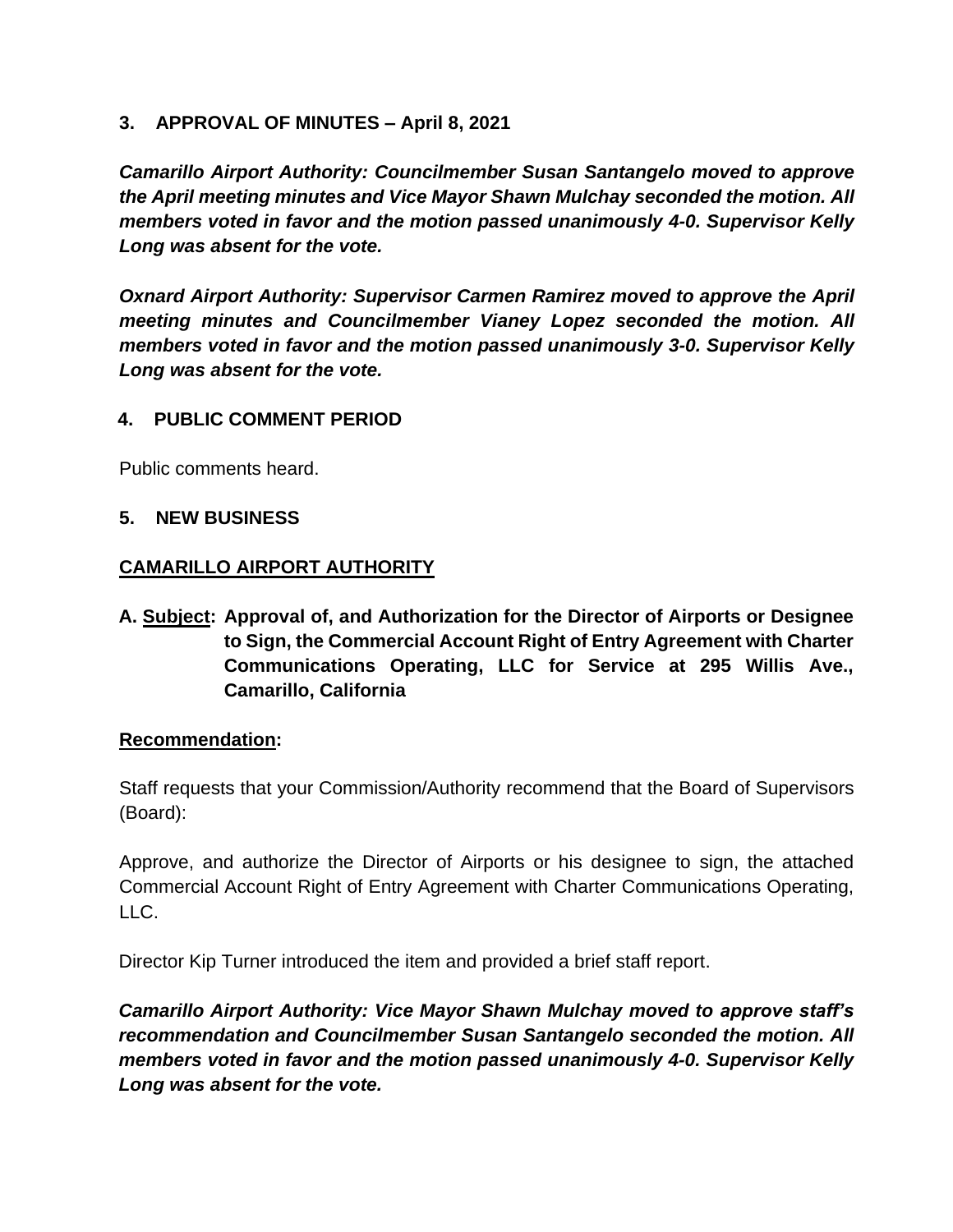## 3. APPROVAL OF MINUTES – April 8, 2021

***Camarillo Airport Authority: Councilmember Susan Santangelo moved to approve the April meeting minutes and Vice Mayor Shawn Mulchay seconded the motion. All members voted in favor and the motion passed unanimously 4-0. Supervisor Kelly Long was absent for the vote.***

***Oxnard Airport Authority: Supervisor Carmen Ramirez moved to approve the April meeting minutes and Councilmember Vianey Lopez seconded the motion. All members voted in favor and the motion passed unanimously 3-0. Supervisor Kelly Long was absent for the vote.***

## 4. PUBLIC COMMENT PERIOD

Public comments heard.

## 5. NEW BUSINESS

### CAMARILLO AIRPORT AUTHORITY

**A. Subject: Approval of, and Authorization for the Director of Airports or Designee to Sign, the Commercial Account Right of Entry Agreement with Charter Communications Operating, LLC for Service at 295 Willis Ave., Camarillo, California**

**Recommendation:**

Staff requests that your Commission/Authority recommend that the Board of Supervisors (Board):

Approve, and authorize the Director of Airports or his designee to sign, the attached Commercial Account Right of Entry Agreement with Charter Communications Operating, LLC.

Director Kip Turner introduced the item and provided a brief staff report.

***Camarillo Airport Authority: Vice Mayor Shawn Mulchay moved to approve staff's recommendation and Councilmember Susan Santangelo seconded the motion. All members voted in favor and the motion passed unanimously 4-0. Supervisor Kelly Long was absent for the vote.***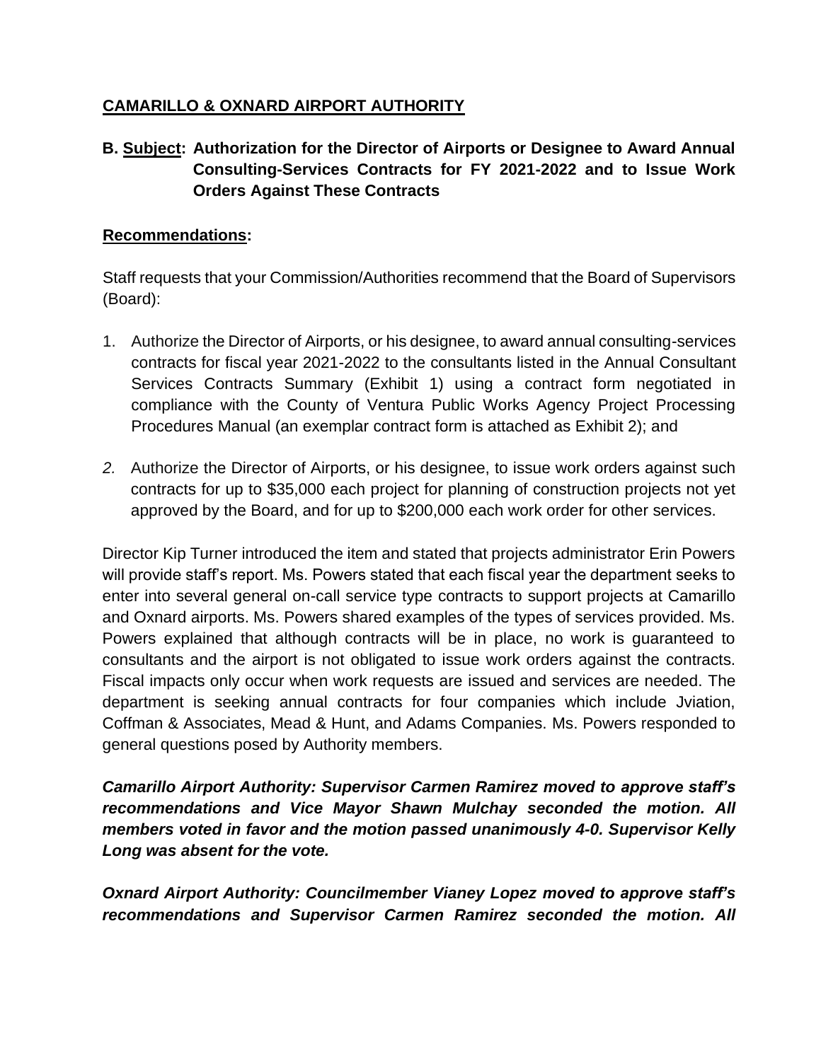## CAMARILLO & OXNARD AIRPORT AUTHORITY

### B. Subject: Authorization for the Director of Airports or Designee to Award Annual Consulting-Services Contracts for FY 2021-2022 and to Issue Work Orders Against These Contracts

**Recommendations:**

Staff requests that your Commission/Authorities recommend that the Board of Supervisors (Board):

1. Authorize the Director of Airports, or his designee, to award annual consulting-services contracts for fiscal year 2021-2022 to the consultants listed in the Annual Consultant Services Contracts Summary (Exhibit 1) using a contract form negotiated in compliance with the County of Ventura Public Works Agency Project Processing Procedures Manual (an exemplar contract form is attached as Exhibit 2); and

2. Authorize the Director of Airports, or his designee, to issue work orders against such contracts for up to $35,000 each project for planning of construction projects not yet approved by the Board, and for up to $200,000 each work order for other services.

Director Kip Turner introduced the item and stated that projects administrator Erin Powers will provide staff's report. Ms. Powers stated that each fiscal year the department seeks to enter into several general on-call service type contracts to support projects at Camarillo and Oxnard airports. Ms. Powers shared examples of the types of services provided. Ms. Powers explained that although contracts will be in place, no work is guaranteed to consultants and the airport is not obligated to issue work orders against the contracts. Fiscal impacts only occur when work requests are issued and services are needed. The department is seeking annual contracts for four companies which include Jviation, Coffman & Associates, Mead & Hunt, and Adams Companies. Ms. Powers responded to general questions posed by Authority members.

***Camarillo Airport Authority: Supervisor Carmen Ramirez moved to approve staff's recommendations and Vice Mayor Shawn Mulchay seconded the motion. All members voted in favor and the motion passed unanimously 4-0. Supervisor Kelly Long was absent for the vote.***

***Oxnard Airport Authority: Councilmember Vianey Lopez moved to approve staff's recommendations and Supervisor Carmen Ramirez seconded the motion. All***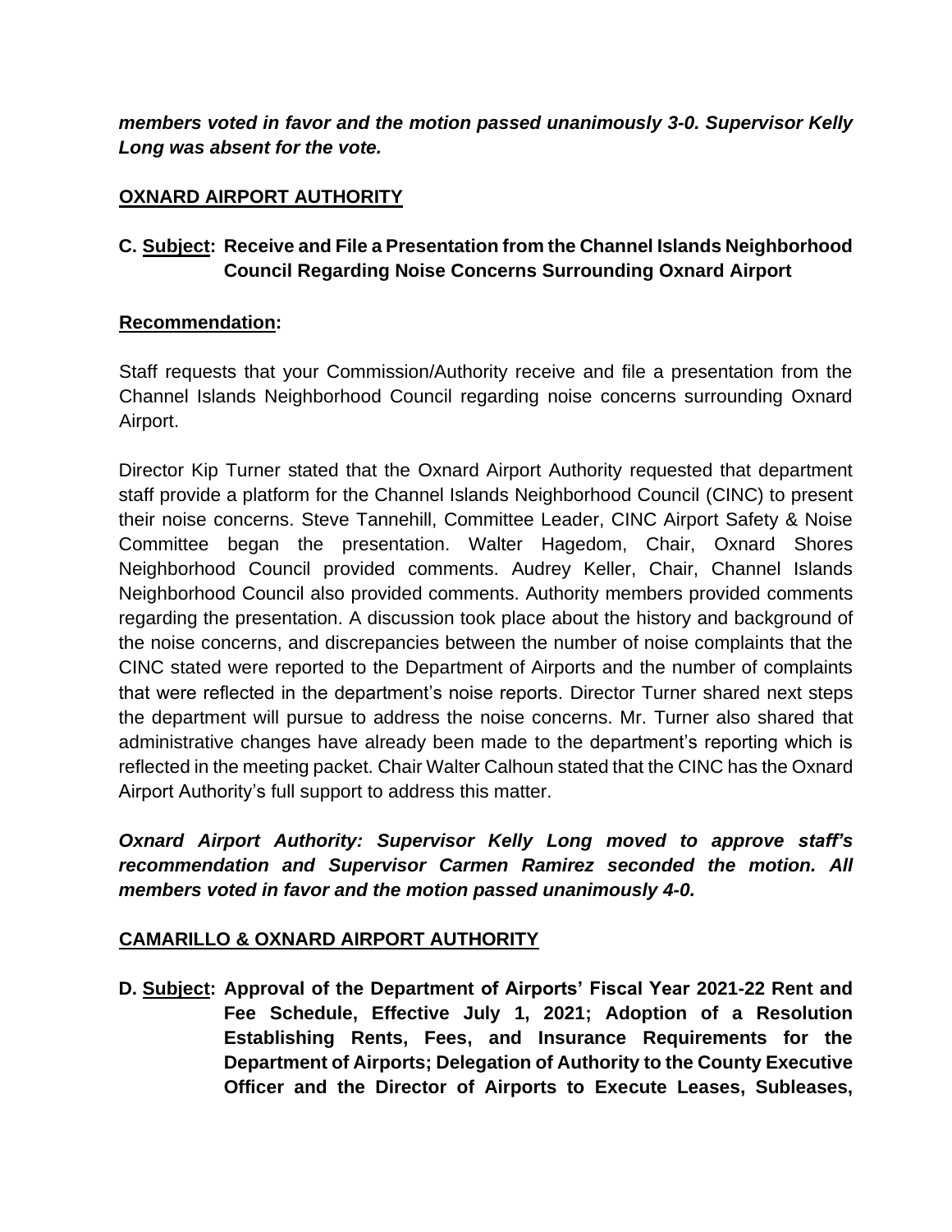***members voted in favor and the motion passed unanimously 3-0. Supervisor Kelly Long was absent for the vote.***

**OXNARD AIRPORT AUTHORITY**

**C. Subject: Receive and File a Presentation from the Channel Islands Neighborhood Council Regarding Noise Concerns Surrounding Oxnard Airport**

**Recommendation:**

Staff requests that your Commission/Authority receive and file a presentation from the Channel Islands Neighborhood Council regarding noise concerns surrounding Oxnard Airport.

Director Kip Turner stated that the Oxnard Airport Authority requested that department staff provide a platform for the Channel Islands Neighborhood Council (CINC) to present their noise concerns. Steve Tannehill, Committee Leader, CINC Airport Safety & Noise Committee began the presentation. Walter Hagedom, Chair, Oxnard Shores Neighborhood Council provided comments. Audrey Keller, Chair, Channel Islands Neighborhood Council also provided comments. Authority members provided comments regarding the presentation. A discussion took place about the history and background of the noise concerns, and discrepancies between the number of noise complaints that the CINC stated were reported to the Department of Airports and the number of complaints that were reflected in the department's noise reports. Director Turner shared next steps the department will pursue to address the noise concerns. Mr. Turner also shared that administrative changes have already been made to the department's reporting which is reflected in the meeting packet. Chair Walter Calhoun stated that the CINC has the Oxnard Airport Authority's full support to address this matter.

***Oxnard Airport Authority: Supervisor Kelly Long moved to approve staff's recommendation and Supervisor Carmen Ramirez seconded the motion. All members voted in favor and the motion passed unanimously 4-0.***

**CAMARILLO & OXNARD AIRPORT AUTHORITY**

**D. Subject: Approval of the Department of Airports' Fiscal Year 2021-22 Rent and Fee Schedule, Effective July 1, 2021; Adoption of a Resolution Establishing Rents, Fees, and Insurance Requirements for the Department of Airports; Delegation of Authority to the County Executive Officer and the Director of Airports to Execute Leases, Subleases,**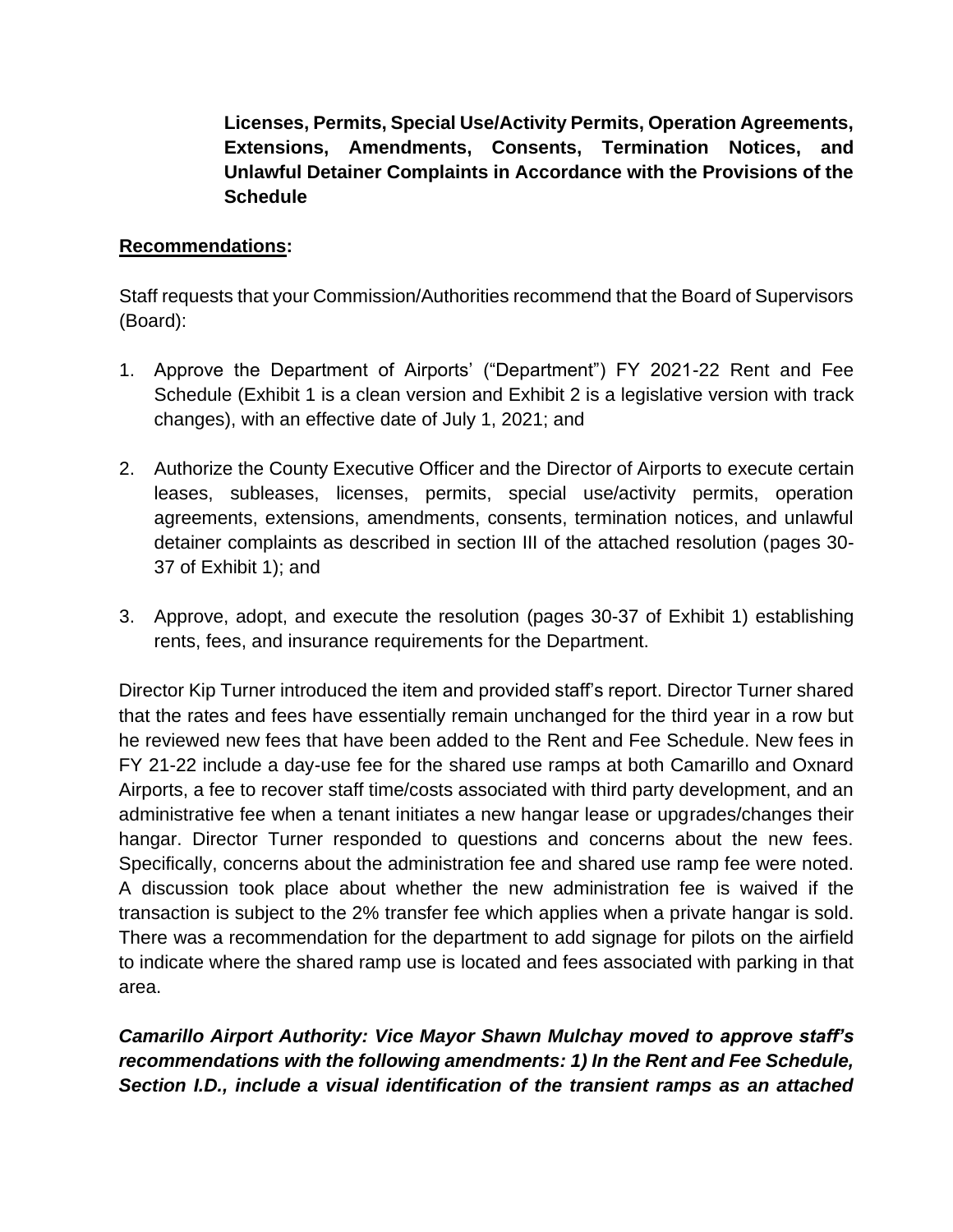**Licenses, Permits, Special Use/Activity Permits, Operation Agreements, Extensions, Amendments, Consents, Termination Notices, and Unlawful Detainer Complaints in Accordance with the Provisions of the Schedule**

**Recommendations:**

Staff requests that your Commission/Authorities recommend that the Board of Supervisors (Board):

1. Approve the Department of Airports' ("Department") FY 2021-22 Rent and Fee Schedule (Exhibit 1 is a clean version and Exhibit 2 is a legislative version with track changes), with an effective date of July 1, 2021; and

2. Authorize the County Executive Officer and the Director of Airports to execute certain leases, subleases, licenses, permits, special use/activity permits, operation agreements, extensions, amendments, consents, termination notices, and unlawful detainer complaints as described in section III of the attached resolution (pages 30-37 of Exhibit 1); and

3. Approve, adopt, and execute the resolution (pages 30-37 of Exhibit 1) establishing rents, fees, and insurance requirements for the Department.

Director Kip Turner introduced the item and provided staff's report. Director Turner shared that the rates and fees have essentially remain unchanged for the third year in a row but he reviewed new fees that have been added to the Rent and Fee Schedule. New fees in FY 21-22 include a day-use fee for the shared use ramps at both Camarillo and Oxnard Airports, a fee to recover staff time/costs associated with third party development, and an administrative fee when a tenant initiates a new hangar lease or upgrades/changes their hangar. Director Turner responded to questions and concerns about the new fees. Specifically, concerns about the administration fee and shared use ramp fee were noted. A discussion took place about whether the new administration fee is waived if the transaction is subject to the 2% transfer fee which applies when a private hangar is sold. There was a recommendation for the department to add signage for pilots on the airfield to indicate where the shared ramp use is located and fees associated with parking in that area.

***Camarillo Airport Authority: Vice Mayor Shawn Mulchay moved to approve staff's recommendations with the following amendments: 1) In the Rent and Fee Schedule, Section I.D., include a visual identification of the transient ramps as an attached***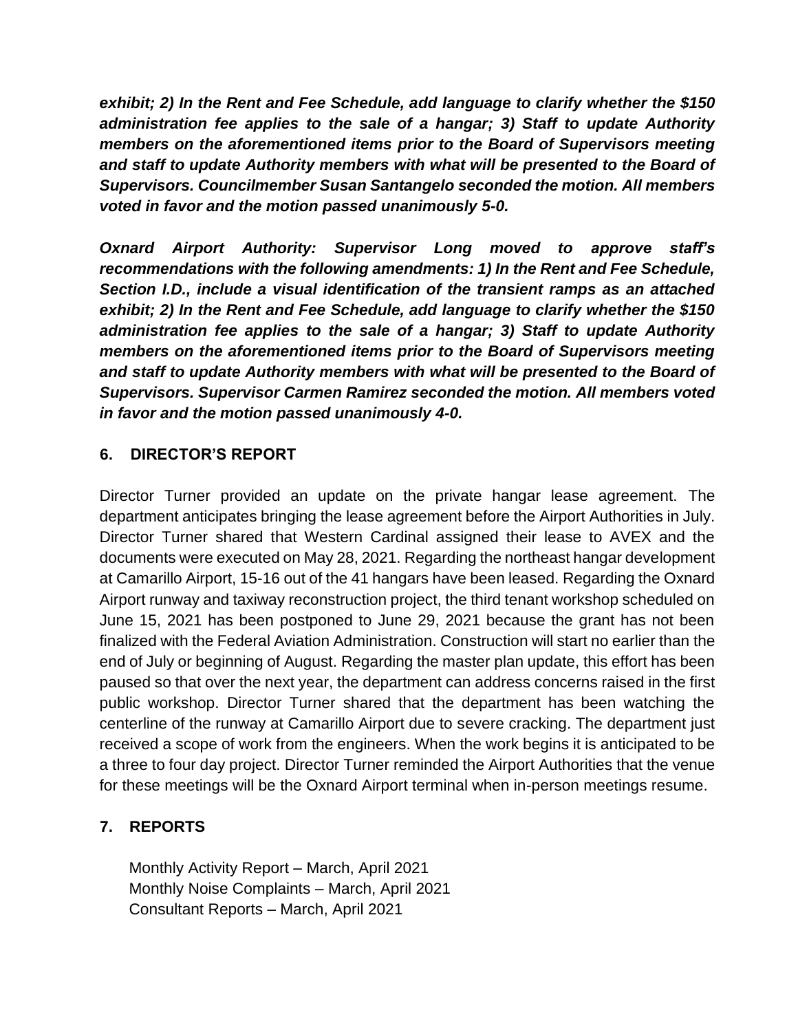***exhibit; 2) In the Rent and Fee Schedule, add language to clarify whether the $150 administration fee applies to the sale of a hangar; 3) Staff to update Authority members on the aforementioned items prior to the Board of Supervisors meeting and staff to update Authority members with what will be presented to the Board of Supervisors. Councilmember Susan Santangelo seconded the motion. All members voted in favor and the motion passed unanimously 5-0.***

***Oxnard Airport Authority: Supervisor Long moved to approve staff's recommendations with the following amendments: 1) In the Rent and Fee Schedule, Section I.D., include a visual identification of the transient ramps as an attached exhibit; 2) In the Rent and Fee Schedule, add language to clarify whether the $150 administration fee applies to the sale of a hangar; 3) Staff to update Authority members on the aforementioned items prior to the Board of Supervisors meeting and staff to update Authority members with what will be presented to the Board of Supervisors. Supervisor Carmen Ramirez seconded the motion. All members voted in favor and the motion passed unanimously 4-0.***

## 6. DIRECTOR'S REPORT

Director Turner provided an update on the private hangar lease agreement. The department anticipates bringing the lease agreement before the Airport Authorities in July. Director Turner shared that Western Cardinal assigned their lease to AVEX and the documents were executed on May 28, 2021. Regarding the northeast hangar development at Camarillo Airport, 15-16 out of the 41 hangars have been leased. Regarding the Oxnard Airport runway and taxiway reconstruction project, the third tenant workshop scheduled on June 15, 2021 has been postponed to June 29, 2021 because the grant has not been finalized with the Federal Aviation Administration. Construction will start no earlier than the end of July or beginning of August. Regarding the master plan update, this effort has been paused so that over the next year, the department can address concerns raised in the first public workshop. Director Turner shared that the department has been watching the centerline of the runway at Camarillo Airport due to severe cracking. The department just received a scope of work from the engineers. When the work begins it is anticipated to be a three to four day project. Director Turner reminded the Airport Authorities that the venue for these meetings will be the Oxnard Airport terminal when in-person meetings resume.

## 7. REPORTS

Monthly Activity Report – March, April 2021
Monthly Noise Complaints – March, April 2021
Consultant Reports – March, April 2021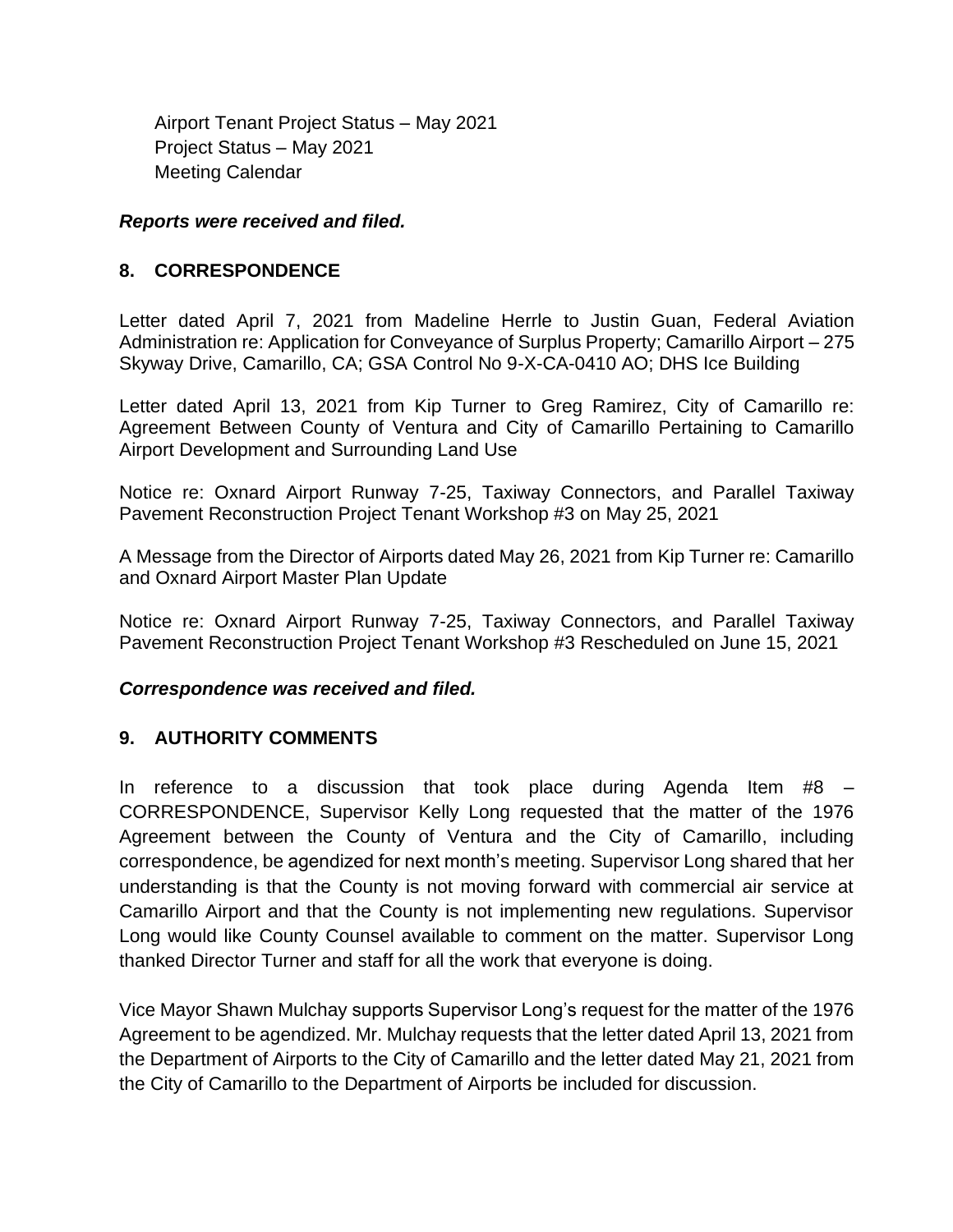Airport Tenant Project Status – May 2021
Project Status – May 2021
Meeting Calendar

***Reports were received and filed.***

## 8. CORRESPONDENCE

Letter dated April 7, 2021 from Madeline Herrle to Justin Guan, Federal Aviation Administration re: Application for Conveyance of Surplus Property; Camarillo Airport – 275 Skyway Drive, Camarillo, CA; GSA Control No 9-X-CA-0410 AO; DHS Ice Building

Letter dated April 13, 2021 from Kip Turner to Greg Ramirez, City of Camarillo re: Agreement Between County of Ventura and City of Camarillo Pertaining to Camarillo Airport Development and Surrounding Land Use

Notice re: Oxnard Airport Runway 7-25, Taxiway Connectors, and Parallel Taxiway Pavement Reconstruction Project Tenant Workshop #3 on May 25, 2021

A Message from the Director of Airports dated May 26, 2021 from Kip Turner re: Camarillo and Oxnard Airport Master Plan Update

Notice re: Oxnard Airport Runway 7-25, Taxiway Connectors, and Parallel Taxiway Pavement Reconstruction Project Tenant Workshop #3 Rescheduled on June 15, 2021

***Correspondence was received and filed.***

## 9. AUTHORITY COMMENTS

In reference to a discussion that took place during Agenda Item #8 – CORRESPONDENCE, Supervisor Kelly Long requested that the matter of the 1976 Agreement between the County of Ventura and the City of Camarillo, including correspondence, be agendized for next month's meeting. Supervisor Long shared that her understanding is that the County is not moving forward with commercial air service at Camarillo Airport and that the County is not implementing new regulations. Supervisor Long would like County Counsel available to comment on the matter. Supervisor Long thanked Director Turner and staff for all the work that everyone is doing.

Vice Mayor Shawn Mulchay supports Supervisor Long's request for the matter of the 1976 Agreement to be agendized. Mr. Mulchay requests that the letter dated April 13, 2021 from the Department of Airports to the City of Camarillo and the letter dated May 21, 2021 from the City of Camarillo to the Department of Airports be included for discussion.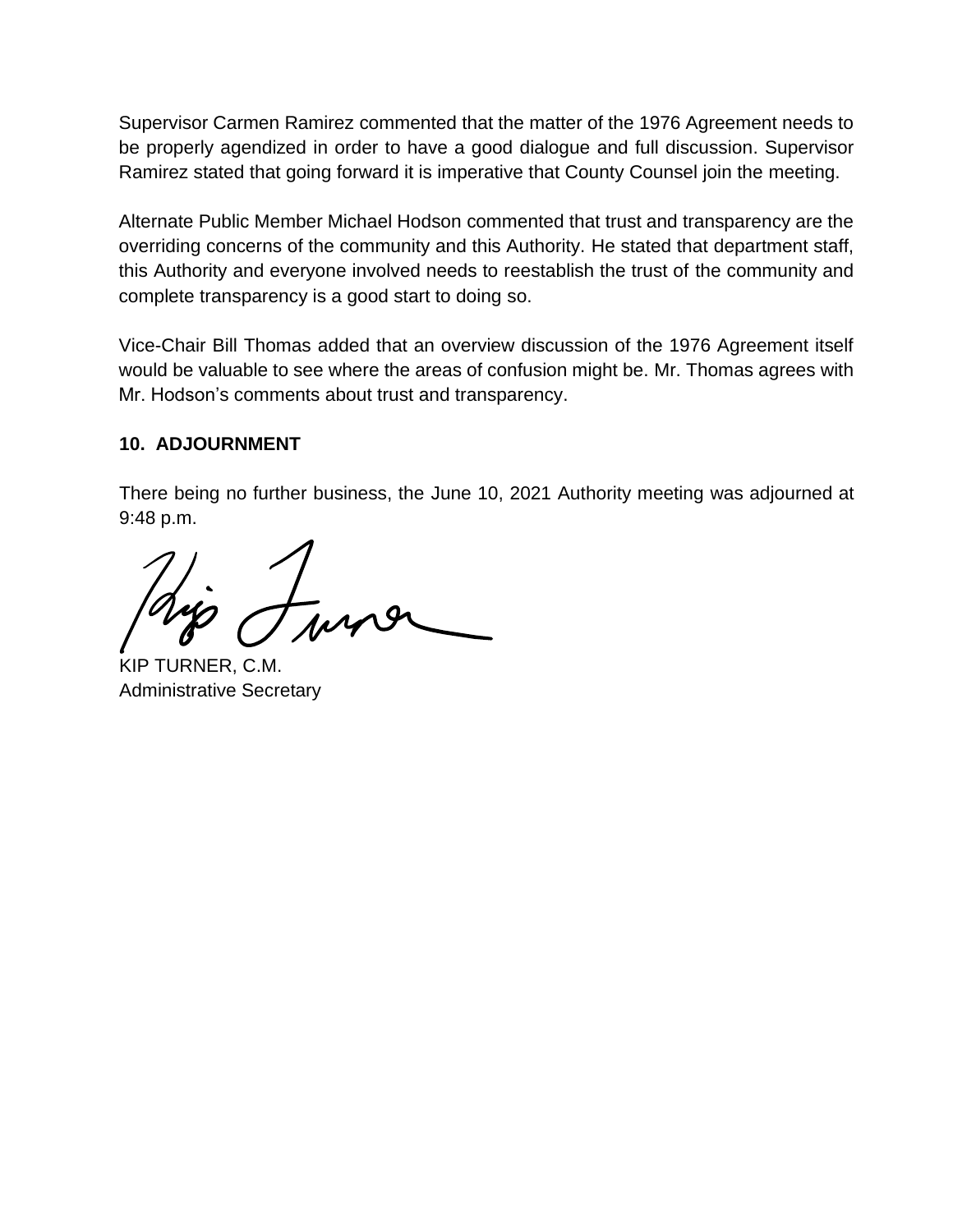Supervisor Carmen Ramirez commented that the matter of the 1976 Agreement needs to be properly agendized in order to have a good dialogue and full discussion. Supervisor Ramirez stated that going forward it is imperative that County Counsel join the meeting.

Alternate Public Member Michael Hodson commented that trust and transparency are the overriding concerns of the community and this Authority. He stated that department staff, this Authority and everyone involved needs to reestablish the trust of the community and complete transparency is a good start to doing so.

Vice-Chair Bill Thomas added that an overview discussion of the 1976 Agreement itself would be valuable to see where the areas of confusion might be. Mr. Thomas agrees with Mr. Hodson's comments about trust and transparency.

**10. ADJOURNMENT**

There being no further business, the June 10, 2021 Authority meeting was adjourned at 9:48 p.m.

KIP TURNER, C.M.
Administrative Secretary